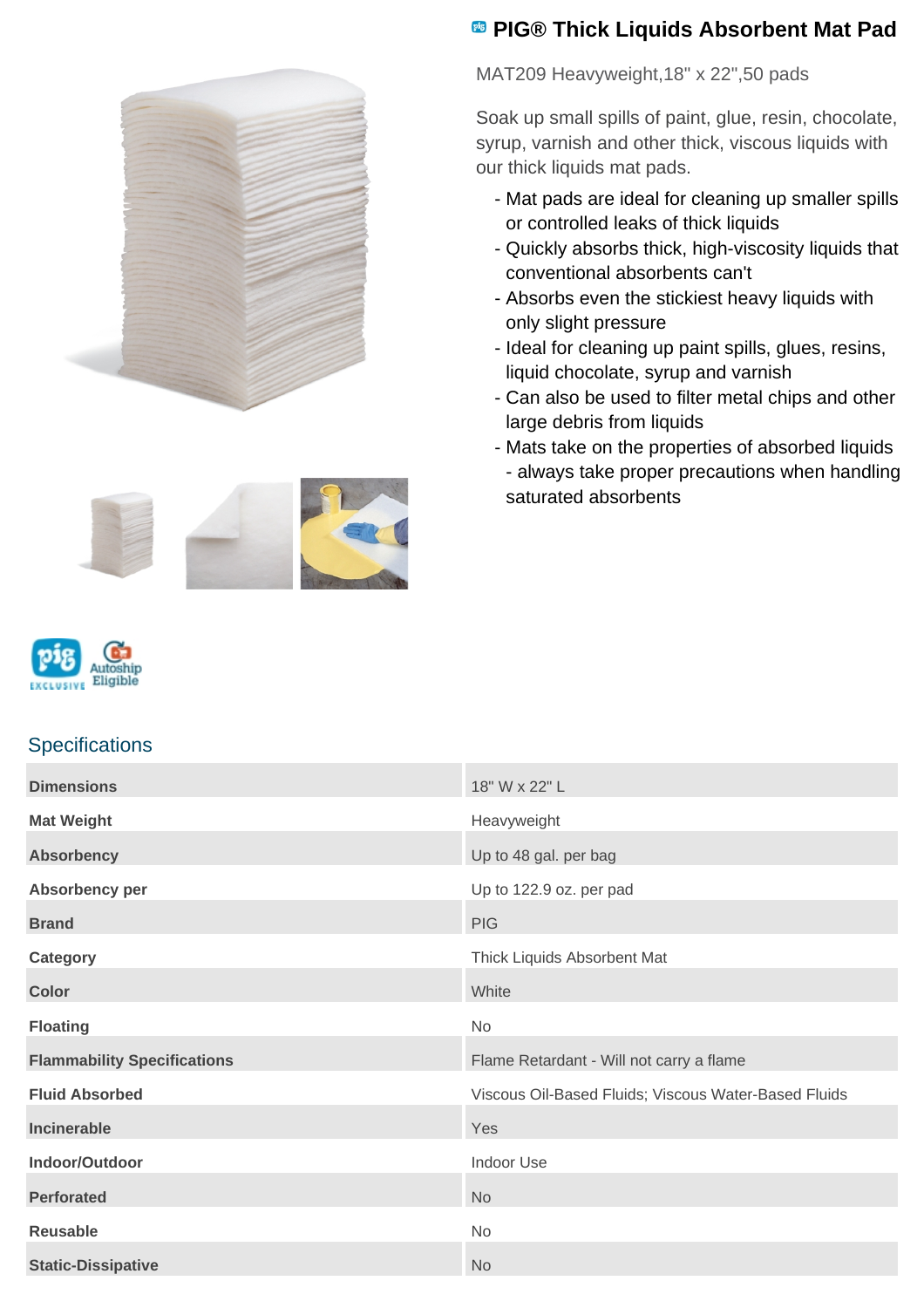# PIG® Thick Liquids Absorbent Mat Pad

MAT209 Heavyweight,18" x 22",50 pads

Soak up small spills of paint, glue, resin, chocolate, syrup, varnish and other thick, viscous liquids with our thick liquids mat pads.

- Mat pads are ideal for cleaning up smaller spills or controlled leaks of thick liquids
- Quickly absorbs thick, high-viscosity liquids that conventional absorbents can't
- Absorbs even the stickiest heavy liquids with only slight pressure
- Ideal for cleaning up paint spills, glues, resins, liquid chocolate, syrup and varnish
- Can also be used to filter metal chips and other large debris from liquids
- Mats take on the properties of absorbed liquids - always take proper precautions when handling saturated absorbents

## Specifications

| | |
|---|---|
| **Dimensions** | 18" W x 22" L |
| **Mat Weight** | Heavyweight |
| **Absorbency** | Up to 48 gal. per bag |
| **Absorbency per** | Up to 122.9 oz. per pad |
| **Brand** | PIG |
| **Category** | Thick Liquids Absorbent Mat |
| **Color** | White |
| **Floating** | No |
| **Flammability Specifications** | Flame Retardant - Will not carry a flame |
| **Fluid Absorbed** | Viscous Oil-Based Fluids; Viscous Water-Based Fluids |
| **Incinerable** | Yes |
| **Indoor/Outdoor** | Indoor Use |
| **Perforated** | No |
| **Reusable** | No |
| **Static-Dissipative** | No |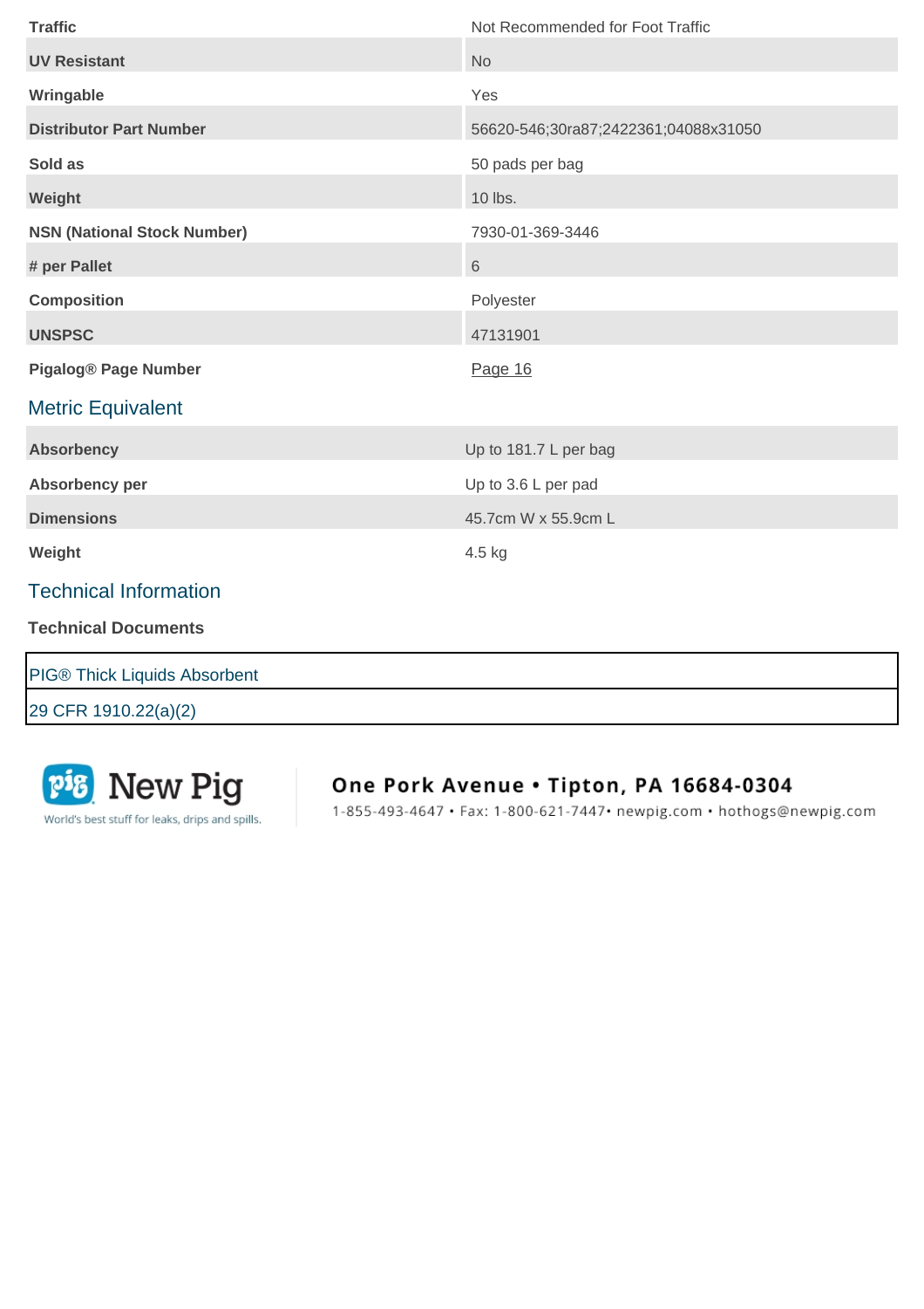| | |
|---|---|
| **Traffic** | Not Recommended for Foot Traffic |
| **UV Resistant** | No |
| **Wringable** | Yes |
| **Distributor Part Number** | 56620-546;30ra87;2422361;04088x31050 |
| **Sold as** | 50 pads per bag |
| **Weight** | 10 lbs. |
| **NSN (National Stock Number)** | 7930-01-369-3446 |
| **# per Pallet** | 6 |
| **Composition** | Polyester |
| **UNSPSC** | 47131901 |
| **Pigalog® Page Number** | Page 16 |

## Metric Equivalent

| | |
|---|---|
| **Absorbency** | Up to 181.7 L per bag |
| **Absorbency per** | Up to 3.6 L per pad |
| **Dimensions** | 45.7cm W x 55.9cm L |
| **Weight** | 4.5 kg |

## Technical Information

**Technical Documents**

| |
|---|
| PIG® Thick Liquids Absorbent |
| 29 CFR 1910.22(a)(2) |

New Pig
World's best stuff for leaks, drips and spills.

**One Pork Avenue • Tipton, PA 16684-0304**
1-855-493-4647 • Fax: 1-800-621-7447• newpig.com • hothogs@newpig.com